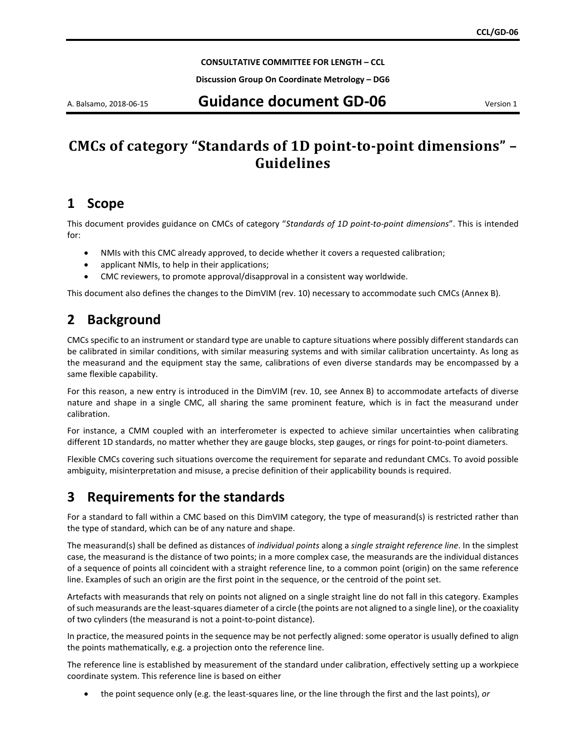**CONSULTATIVE COMMITTEE FOR LENGTH – CCL**

**Discussion Group On Coordinate Metrology – DG6**

A. Balsamo, 2018-06-15 **Guidance document GD-06** Version 1

# CMCs of category "Standards of 1D point-to-point dimensions" – Guidelines

## 1 Scope

This document provides guidance on CMCs of category "*Standards of 1D point-to-point dimensions*". This is intended for:

- NMIs with this CMC already approved, to decide whether it covers a requested calibration;
- applicant NMIs, to help in their applications;
- CMC reviewers, to promote approval/disapproval in a consistent way worldwide.

This document also defines the changes to the DimVIM (rev. 10) necessary to accommodate such CMCs (Annex B).

## 2 Background

CMCs specific to an instrument or standard type are unable to capture situations where possibly different standards can be calibrated in similar conditions, with similar measuring systems and with similar calibration uncertainty. As long as the measurand and the equipment stay the same, calibrations of even diverse standards may be encompassed by a same flexible capability.

For this reason, a new entry is introduced in the DimVIM (rev. 10, see Annex B) to accommodate artefacts of diverse nature and shape in a single CMC, all sharing the same prominent feature, which is in fact the measurand under calibration.

For instance, a CMM coupled with an interferometer is expected to achieve similar uncertainties when calibrating different 1D standards, no matter whether they are gauge blocks, step gauges, or rings for point-to-point diameters.

Flexible CMCs covering such situations overcome the requirement for separate and redundant CMCs. To avoid possible ambiguity, misinterpretation and misuse, a precise definition of their applicability bounds is required.

## 3 Requirements for the standards

For a standard to fall within a CMC based on this DimVIM category, the type of measurand(s) is restricted rather than the type of standard, which can be of any nature and shape.

The measurand(s) shall be defined as distances of *individual points* along a *single straight reference line*. In the simplest case, the measurand is the distance of two points; in a more complex case, the measurands are the individual distances of a sequence of points all coincident with a straight reference line, to a common point (origin) on the same reference line. Examples of such an origin are the first point in the sequence, or the centroid of the point set.

Artefacts with measurands that rely on points not aligned on a single straight line do not fall in this category. Examples of such measurands are the least-squares diameter of a circle (the points are not aligned to a single line), or the coaxiality of two cylinders (the measurand is not a point-to-point distance).

In practice, the measured points in the sequence may be not perfectly aligned: some operator is usually defined to align the points mathematically, e.g. a projection onto the reference line.

The reference line is established by measurement of the standard under calibration, effectively setting up a workpiece coordinate system. This reference line is based on either

- the point sequence only (e.g. the least-squares line, or the line through the first and the last points), *or*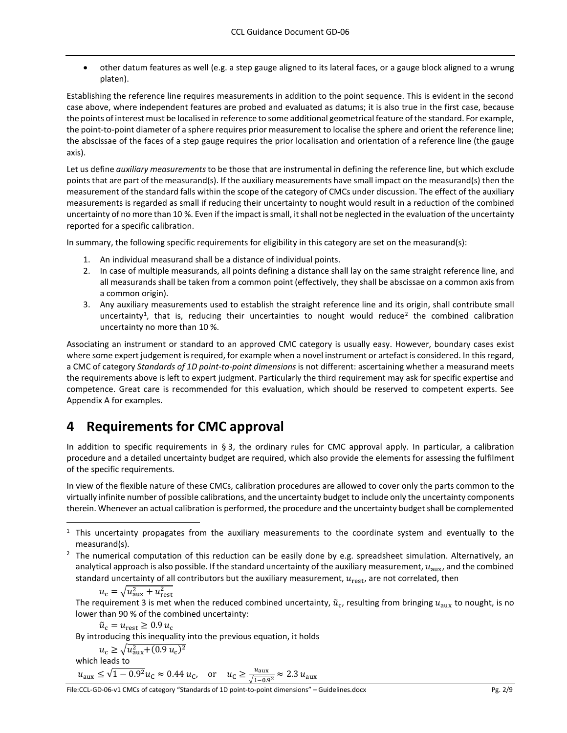- other datum features as well (e.g. a step gauge aligned to its lateral faces, or a gauge block aligned to a wrung platen).

Establishing the reference line requires measurements in addition to the point sequence. This is evident in the second case above, where independent features are probed and evaluated as datums; it is also true in the first case, because the points of interest must be localised in reference to some additional geometrical feature of the standard. For example, the point-to-point diameter of a sphere requires prior measurement to localise the sphere and orient the reference line; the abscissae of the faces of a step gauge requires the prior localisation and orientation of a reference line (the gauge axis).

Let us define *auxiliary measurements* to be those that are instrumental in defining the reference line, but which exclude points that are part of the measurand(s). If the auxiliary measurements have small impact on the measurand(s) then the measurement of the standard falls within the scope of the category of CMCs under discussion. The effect of the auxiliary measurements is regarded as small if reducing their uncertainty to nought would result in a reduction of the combined uncertainty of no more than 10 %. Even if the impact is small, it shall not be neglected in the evaluation of the uncertainty reported for a specific calibration.

In summary, the following specific requirements for eligibility in this category are set on the measurand(s):

1. An individual measurand shall be a distance of individual points.
2. In case of multiple measurands, all points defining a distance shall lay on the same straight reference line, and all measurands shall be taken from a common point (effectively, they shall be abscissae on a common axis from a common origin).
3. Any auxiliary measurements used to establish the straight reference line and its origin, shall contribute small uncertainty[1], that is, reducing their uncertainties to nought would reduce[2] the combined calibration uncertainty no more than 10 %.

Associating an instrument or standard to an approved CMC category is usually easy. However, boundary cases exist where some expert judgement is required, for example when a novel instrument or artefact is considered. In this regard, a CMC of category *Standards of 1D point-to-point dimensions* is not different: ascertaining whether a measurand meets the requirements above is left to expert judgment. Particularly the third requirement may ask for specific expertise and competence. Great care is recommended for this evaluation, which should be reserved to competent experts. See Appendix A for examples.

# 4 Requirements for CMC approval

In addition to specific requirements in § 3, the ordinary rules for CMC approval apply. In particular, a calibration procedure and a detailed uncertainty budget are required, which also provide the elements for assessing the fulfilment of the specific requirements.

In view of the flexible nature of these CMCs, calibration procedures are allowed to cover only the parts common to the virtually infinite number of possible calibrations, and the uncertainty budget to include only the uncertainty components therein. Whenever an actual calibration is performed, the procedure and the uncertainty budget shall be complemented

---

[1] This uncertainty propagates from the auxiliary measurements to the coordinate system and eventually to the measurand(s).

[2] The numerical computation of this reduction can be easily done by e.g. spreadsheet simulation. Alternatively, an analytical approach is also possible. If the standard uncertainty of the auxiliary measurement, $u_{\mathrm{aux}}$, and the combined standard uncertainty of all contributors but the auxiliary measurement, $u_{\mathrm{rest}}$, are not correlated, then

$$u_{\mathrm{c}} = \sqrt{u_{\mathrm{aux}}^2 + u_{\mathrm{rest}}^2}$$

The requirement 3 is met when the reduced combined uncertainty, $\tilde{u}_{\mathrm{c}}$, resulting from bringing $u_{\mathrm{aux}}$ to nought, is no lower than 90 % of the combined uncertainty:

$$\tilde{u}_{\mathrm{c}} = u_{\mathrm{rest}} \geq 0.9\, u_{\mathrm{c}}$$

By introducing this inequality into the previous equation, it holds

$$u_{\mathrm{c}} \geq \sqrt{u_{\mathrm{aux}}^2 + (0.9\, u_{\mathrm{c}})^2}$$

which leads to

$$u_{\mathrm{aux}} \leq \sqrt{1 - 0.9^2}\, u_{\mathrm{C}} \approx 0.44\, u_{\mathrm{C}}, \quad \text{or} \quad u_{\mathrm{C}} \geq \frac{u_{\mathrm{aux}}}{\sqrt{1-0.9^2}} \approx 2.3\, u_{\mathrm{aux}}$$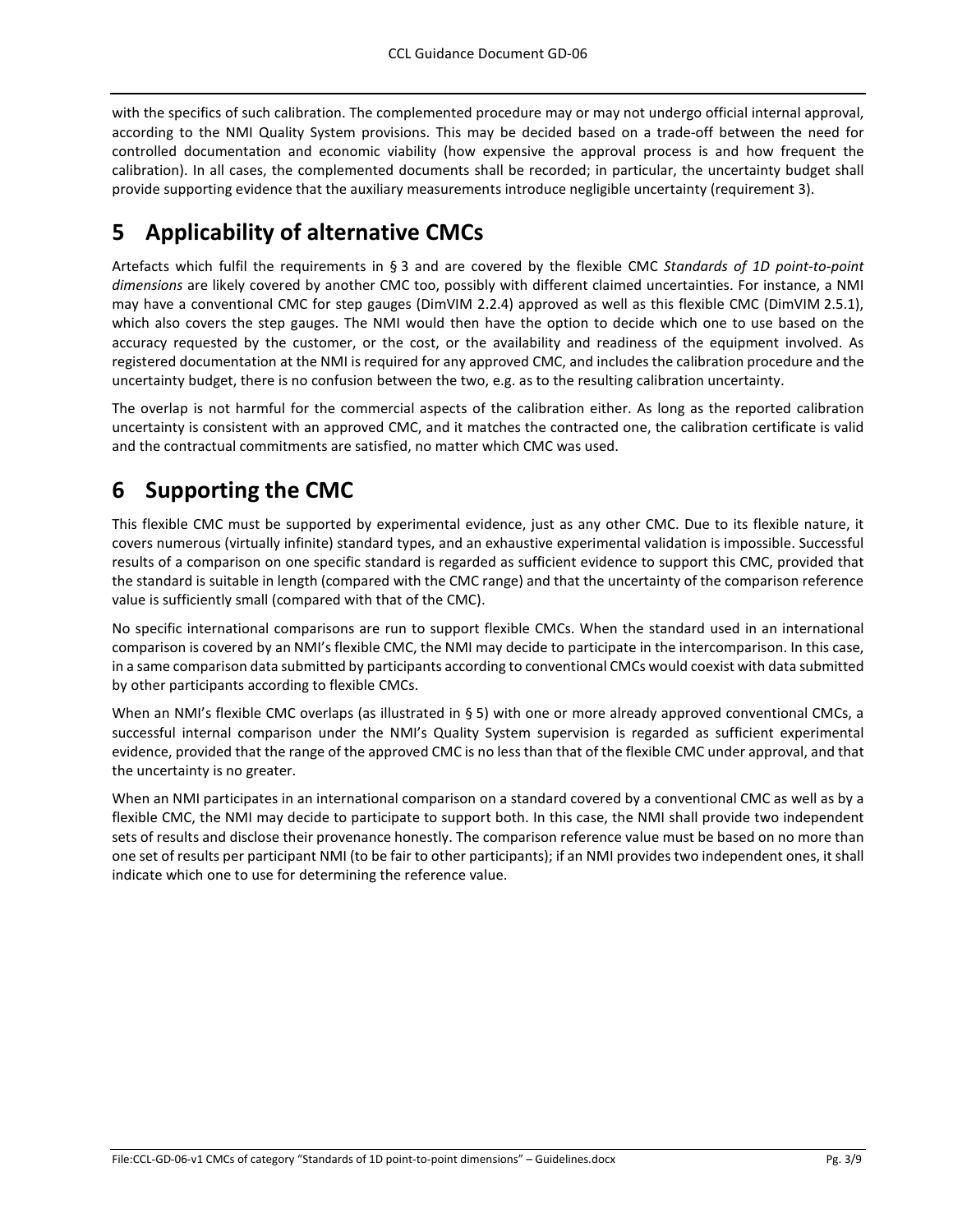with the specifics of such calibration. The complemented procedure may or may not undergo official internal approval, according to the NMI Quality System provisions. This may be decided based on a trade-off between the need for controlled documentation and economic viability (how expensive the approval process is and how frequent the calibration). In all cases, the complemented documents shall be recorded; in particular, the uncertainty budget shall provide supporting evidence that the auxiliary measurements introduce negligible uncertainty (requirement 3).

# 5 Applicability of alternative CMCs

Artefacts which fulfil the requirements in § 3 and are covered by the flexible CMC *Standards of 1D point-to-point dimensions* are likely covered by another CMC too, possibly with different claimed uncertainties. For instance, a NMI may have a conventional CMC for step gauges (DimVIM 2.2.4) approved as well as this flexible CMC (DimVIM 2.5.1), which also covers the step gauges. The NMI would then have the option to decide which one to use based on the accuracy requested by the customer, or the cost, or the availability and readiness of the equipment involved. As registered documentation at the NMI is required for any approved CMC, and includes the calibration procedure and the uncertainty budget, there is no confusion between the two, e.g. as to the resulting calibration uncertainty.

The overlap is not harmful for the commercial aspects of the calibration either. As long as the reported calibration uncertainty is consistent with an approved CMC, and it matches the contracted one, the calibration certificate is valid and the contractual commitments are satisfied, no matter which CMC was used.

# 6 Supporting the CMC

This flexible CMC must be supported by experimental evidence, just as any other CMC. Due to its flexible nature, it covers numerous (virtually infinite) standard types, and an exhaustive experimental validation is impossible. Successful results of a comparison on one specific standard is regarded as sufficient evidence to support this CMC, provided that the standard is suitable in length (compared with the CMC range) and that the uncertainty of the comparison reference value is sufficiently small (compared with that of the CMC).

No specific international comparisons are run to support flexible CMCs. When the standard used in an international comparison is covered by an NMI's flexible CMC, the NMI may decide to participate in the intercomparison. In this case, in a same comparison data submitted by participants according to conventional CMCs would coexist with data submitted by other participants according to flexible CMCs.

When an NMI's flexible CMC overlaps (as illustrated in § 5) with one or more already approved conventional CMCs, a successful internal comparison under the NMI's Quality System supervision is regarded as sufficient experimental evidence, provided that the range of the approved CMC is no less than that of the flexible CMC under approval, and that the uncertainty is no greater.

When an NMI participates in an international comparison on a standard covered by a conventional CMC as well as by a flexible CMC, the NMI may decide to participate to support both. In this case, the NMI shall provide two independent sets of results and disclose their provenance honestly. The comparison reference value must be based on no more than one set of results per participant NMI (to be fair to other participants); if an NMI provides two independent ones, it shall indicate which one to use for determining the reference value.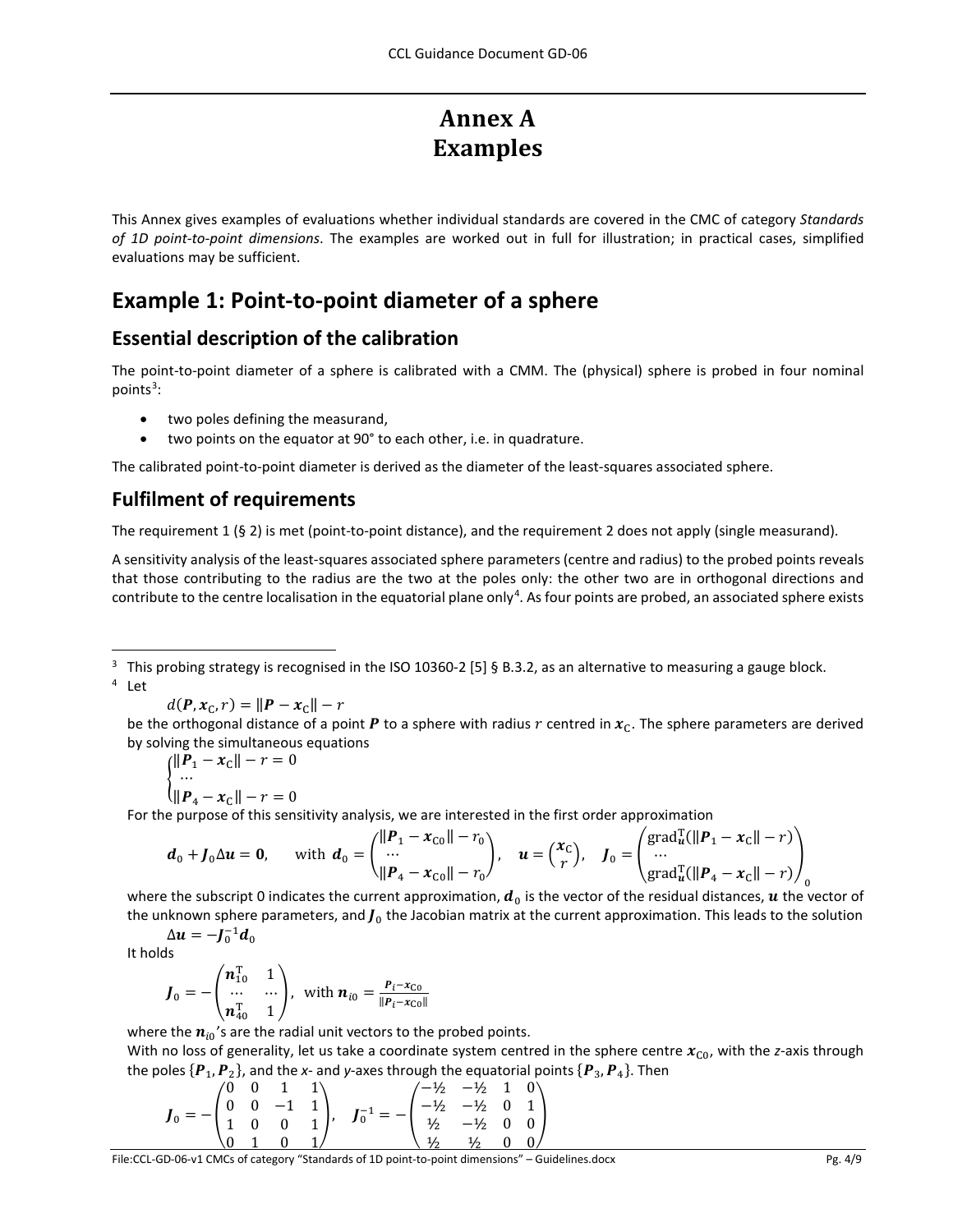# Annex A
# Examples

This Annex gives examples of evaluations whether individual standards are covered in the CMC of category *Standards of 1D point-to-point dimensions*. The examples are worked out in full for illustration; in practical cases, simplified evaluations may be sufficient.

## Example 1: Point-to-point diameter of a sphere

### Essential description of the calibration

The point-to-point diameter of a sphere is calibrated with a CMM. The (physical) sphere is probed in four nominal points[3]:

- two poles defining the measurand,
- two points on the equator at 90° to each other, i.e. in quadrature.

The calibrated point-to-point diameter is derived as the diameter of the least-squares associated sphere.

### Fulfilment of requirements

The requirement 1 (§ 2) is met (point-to-point distance), and the requirement 2 does not apply (single measurand).

A sensitivity analysis of the least-squares associated sphere parameters (centre and radius) to the probed points reveals that those contributing to the radius are the two at the poles only: the other two are in orthogonal directions and contribute to the centre localisation in the equatorial plane only[4]. As four points are probed, an associated sphere exists

---

[3] This probing strategy is recognised in the ISO 10360-2 [5] § B.3.2, as an alternative to measuring a gauge block.

[4] Let

$$d(\boldsymbol{P}, \boldsymbol{x}_\mathrm{C}, r) = \|\boldsymbol{P} - \boldsymbol{x}_\mathrm{C}\| - r$$

be the orthogonal distance of a point $\boldsymbol{P}$ to a sphere with radius $r$ centred in $\boldsymbol{x}_\mathrm{C}$. The sphere parameters are derived by solving the simultaneous equations

$$\begin{cases} \|\boldsymbol{P}_1 - \boldsymbol{x}_\mathrm{C}\| - r = 0 \\ \cdots \\ \|\boldsymbol{P}_4 - \boldsymbol{x}_\mathrm{C}\| - r = 0 \end{cases}$$

For the purpose of this sensitivity analysis, we are interested in the first order approximation

$$\boldsymbol{d}_0 + \boldsymbol{J}_0 \Delta\boldsymbol{u} = \boldsymbol{0}, \quad \text{with } \boldsymbol{d}_0 = \begin{pmatrix} \|\boldsymbol{P}_1 - \boldsymbol{x}_{\mathrm{C}0}\| - r_0 \\ \cdots \\ \|\boldsymbol{P}_4 - \boldsymbol{x}_{\mathrm{C}0}\| - r_0 \end{pmatrix}, \quad \boldsymbol{u} = \begin{pmatrix} \boldsymbol{x}_\mathrm{C} \\ r \end{pmatrix}, \quad \boldsymbol{J}_0 = \begin{pmatrix} \mathrm{grad}_{\boldsymbol{u}}^\mathrm{T}(\|\boldsymbol{P}_1 - \boldsymbol{x}_\mathrm{C}\| - r) \\ \cdots \\ \mathrm{grad}_{\boldsymbol{u}}^\mathrm{T}(\|\boldsymbol{P}_4 - \boldsymbol{x}_\mathrm{C}\| - r) \end{pmatrix}_0$$

where the subscript 0 indicates the current approximation, $\boldsymbol{d}_0$ is the vector of the residual distances, $\boldsymbol{u}$ the vector of the unknown sphere parameters, and $\boldsymbol{J}_0$ the Jacobian matrix at the current approximation. This leads to the solution

$$\Delta\boldsymbol{u} = -\boldsymbol{J}_0^{-1}\boldsymbol{d}_0$$

It holds

$$\boldsymbol{J}_0 = -\begin{pmatrix} \boldsymbol{n}_{10}^\mathrm{T} & 1 \\ \cdots & \cdots \\ \boldsymbol{n}_{40}^\mathrm{T} & 1 \end{pmatrix}, \quad \text{with } \boldsymbol{n}_{i0} = \frac{\boldsymbol{P}_i - \boldsymbol{x}_{\mathrm{C}0}}{\|\boldsymbol{P}_i - \boldsymbol{x}_{\mathrm{C}0}\|}$$

where the $\boldsymbol{n}_{i0}$'s are the radial unit vectors to the probed points.

With no loss of generality, let us take a coordinate system centred in the sphere centre $\boldsymbol{x}_{\mathrm{C}0}$, with the *z*-axis through the poles $\{\boldsymbol{P}_1, \boldsymbol{P}_2\}$, and the *x*- and *y*-axes through the equatorial points $\{\boldsymbol{P}_3, \boldsymbol{P}_4\}$. Then

$$\boldsymbol{J}_0 = -\begin{pmatrix} 0 & 0 & 1 & 1 \\ 0 & 0 & -1 & 1 \\ 1 & 0 & 0 & 1 \\ 0 & 1 & 0 & 1 \end{pmatrix}, \quad \boldsymbol{J}_0^{-1} = -\begin{pmatrix} -½ & -½ & 1 & 0 \\ -½ & -½ & 0 & 1 \\ ½ & -½ & 0 & 0 \\ ½ & ½ & 0 & 0 \end{pmatrix}$$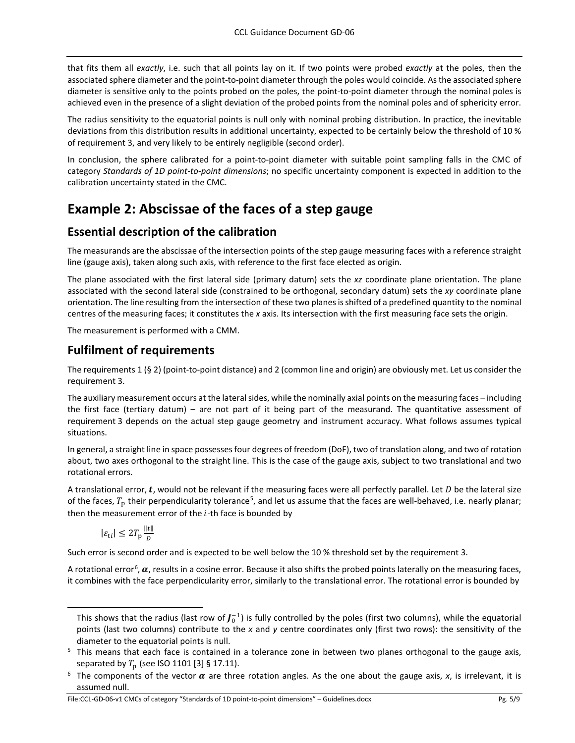that fits them all *exactly*, i.e. such that all points lay on it. If two points were probed *exactly* at the poles, then the associated sphere diameter and the point-to-point diameter through the poles would coincide. As the associated sphere diameter is sensitive only to the points probed on the poles, the point-to-point diameter through the nominal poles is achieved even in the presence of a slight deviation of the probed points from the nominal poles and of sphericity error.

The radius sensitivity to the equatorial points is null only with nominal probing distribution. In practice, the inevitable deviations from this distribution results in additional uncertainty, expected to be certainly below the threshold of 10 % of requirement 3, and very likely to be entirely negligible (second order).

In conclusion, the sphere calibrated for a point-to-point diameter with suitable point sampling falls in the CMC of category *Standards of 1D point-to-point dimensions*; no specific uncertainty component is expected in addition to the calibration uncertainty stated in the CMC.

# Example 2: Abscissae of the faces of a step gauge

## Essential description of the calibration

The measurands are the abscissae of the intersection points of the step gauge measuring faces with a reference straight line (gauge axis), taken along such axis, with reference to the first face elected as origin.

The plane associated with the first lateral side (primary datum) sets the *xz* coordinate plane orientation. The plane associated with the second lateral side (constrained to be orthogonal, secondary datum) sets the *xy* coordinate plane orientation. The line resulting from the intersection of these two planes is shifted of a predefined quantity to the nominal centres of the measuring faces; it constitutes the *x* axis. Its intersection with the first measuring face sets the origin.

The measurement is performed with a CMM.

## Fulfilment of requirements

The requirements 1 (§ 2) (point-to-point distance) and 2 (common line and origin) are obviously met. Let us consider the requirement 3.

The auxiliary measurement occurs at the lateral sides, while the nominally axial points on the measuring faces – including the first face (tertiary datum) – are not part of it being part of the measurand. The quantitative assessment of requirement 3 depends on the actual step gauge geometry and instrument accuracy. What follows assumes typical situations.

In general, a straight line in space possesses four degrees of freedom (DoF), two of translation along, and two of rotation about, two axes orthogonal to the straight line. This is the case of the gauge axis, subject to two translational and two rotational errors.

A translational error, $\boldsymbol{t}$, would not be relevant if the measuring faces were all perfectly parallel. Let $D$ be the lateral size of the faces, $T_\mathrm{p}$ their perpendicularity tolerance[5], and let us assume that the faces are well-behaved, i.e. nearly planar; then the measurement error of the $i$-th face is bounded by

$$|\varepsilon_{\mathrm{t}i}| \leq 2T_\mathrm{p} \frac{\|\boldsymbol{t}\|}{D}$$

Such error is second order and is expected to be well below the 10 % threshold set by the requirement 3.

A rotational error[6], $\boldsymbol{\alpha}$, results in a cosine error. Because it also shifts the probed points laterally on the measuring faces, it combines with the face perpendicularity error, similarly to the translational error. The rotational error is bounded by

---

This shows that the radius (last row of $\boldsymbol{J}_0^{-1}$) is fully controlled by the poles (first two columns), while the equatorial points (last two columns) contribute to the *x* and *y* centre coordinates only (first two rows): the sensitivity of the diameter to the equatorial points is null.

[5] This means that each face is contained in a tolerance zone in between two planes orthogonal to the gauge axis, separated by $T_\mathrm{p}$ (see ISO 1101 [3] § 17.11).

[6] The components of the vector $\boldsymbol{\alpha}$ are three rotation angles. As the one about the gauge axis, *x*, is irrelevant, it is assumed null.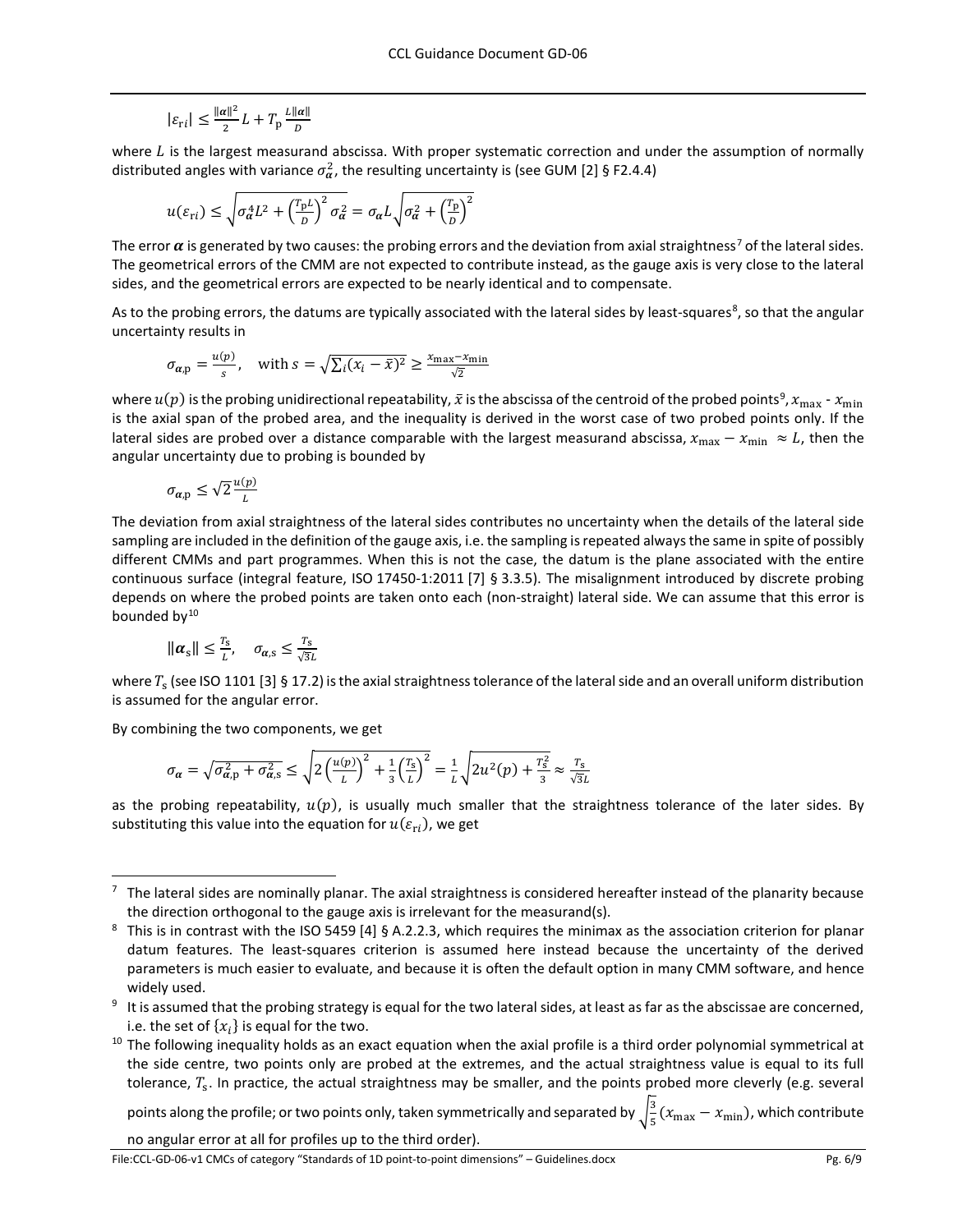$$|\varepsilon_{\mathrm{r}i}| \leq \frac{\|\boldsymbol{\alpha}\|^2}{2} L + T_{\mathrm{p}} \frac{L\|\boldsymbol{\alpha}\|}{D}$$

where $L$ is the largest measurand abscissa. With proper systematic correction and under the assumption of normally distributed angles with variance $\sigma_{\boldsymbol{\alpha}}^2$, the resulting uncertainty is (see GUM [2] § F2.4.4)

$$u(\varepsilon_{\mathrm{r}i}) \leq \sqrt{\sigma_{\boldsymbol{\alpha}}^4 L^2 + \left(\frac{T_{\mathrm{p}} L}{D}\right)^2 \sigma_{\boldsymbol{\alpha}}^2} = \sigma_{\boldsymbol{\alpha}} L \sqrt{\sigma_{\boldsymbol{\alpha}}^2 + \left(\frac{T_{\mathrm{p}}}{D}\right)^2}$$

The error $\boldsymbol{\alpha}$ is generated by two causes: the probing errors and the deviation from axial straightness[7] of the lateral sides. The geometrical errors of the CMM are not expected to contribute instead, as the gauge axis is very close to the lateral sides, and the geometrical errors are expected to be nearly identical and to compensate.

As to the probing errors, the datums are typically associated with the lateral sides by least-squares[8], so that the angular uncertainty results in

$$\sigma_{\boldsymbol{\alpha},\mathrm{p}} = \frac{u(p)}{s}, \quad \text{with } s = \sqrt{\sum_i (x_i - \bar{x})^2} \geq \frac{x_{\max} - x_{\min}}{\sqrt{2}}$$

where $u(p)$ is the probing unidirectional repeatability, $\bar{x}$ is the abscissa of the centroid of the probed points[9], $x_{\max}$ - $x_{\min}$ is the axial span of the probed area, and the inequality is derived in the worst case of two probed points only. If the lateral sides are probed over a distance comparable with the largest measurand abscissa, $x_{\max} - x_{\min} \approx L$, then the angular uncertainty due to probing is bounded by

$$\sigma_{\boldsymbol{\alpha},\mathrm{p}} \leq \sqrt{2} \frac{u(p)}{L}$$

The deviation from axial straightness of the lateral sides contributes no uncertainty when the details of the lateral side sampling are included in the definition of the gauge axis, i.e. the sampling is repeated always the same in spite of possibly different CMMs and part programmes. When this is not the case, the datum is the plane associated with the entire continuous surface (integral feature, ISO 17450-1:2011 [7] § 3.3.5). The misalignment introduced by discrete probing depends on where the probed points are taken onto each (non-straight) lateral side. We can assume that this error is bounded by[10]

$$\|\boldsymbol{\alpha}_{\mathrm{s}}\| \leq \frac{T_{\mathrm{s}}}{L}, \quad \sigma_{\boldsymbol{\alpha},\mathrm{s}} \leq \frac{T_{\mathrm{s}}}{\sqrt{3} L}$$

where $T_{\mathrm{s}}$ (see ISO 1101 [3] § 17.2) is the axial straightness tolerance of the lateral side and an overall uniform distribution is assumed for the angular error.

By combining the two components, we get

$$\sigma_{\boldsymbol{\alpha}} = \sqrt{\sigma_{\boldsymbol{\alpha},\mathrm{p}}^2 + \sigma_{\boldsymbol{\alpha},\mathrm{s}}^2} \leq \sqrt{2\left(\frac{u(p)}{L}\right)^2 + \frac{1}{3}\left(\frac{T_{\mathrm{s}}}{L}\right)^2} = \frac{1}{L}\sqrt{2u^2(p) + \frac{T_{\mathrm{s}}^2}{3}} \approx \frac{T_{\mathrm{s}}}{\sqrt{3} L}$$

as the probing repeatability, $u(p)$, is usually much smaller that the straightness tolerance of the later sides. By substituting this value into the equation for $u(\varepsilon_{\mathrm{r}i})$, we get

---

[7] The lateral sides are nominally planar. The axial straightness is considered hereafter instead of the planarity because the direction orthogonal to the gauge axis is irrelevant for the measurand(s).

[8] This is in contrast with the ISO 5459 [4] § A.2.2.3, which requires the minimax as the association criterion for planar datum features. The least-squares criterion is assumed here instead because the uncertainty of the derived parameters is much easier to evaluate, and because it is often the default option in many CMM software, and hence widely used.

[9] It is assumed that the probing strategy is equal for the two lateral sides, at least as far as the abscissae are concerned, i.e. the set of $\{x_i\}$ is equal for the two.

[10] The following inequality holds as an exact equation when the axial profile is a third order polynomial symmetrical at the side centre, two points only are probed at the extremes, and the actual straightness value is equal to its full tolerance, $T_{\mathrm{s}}$. In practice, the actual straightness may be smaller, and the points probed more cleverly (e.g. several points along the profile; or two points only, taken symmetrically and separated by $\sqrt{\frac{3}{5}}(x_{\max} - x_{\min})$, which contribute no angular error at all for profiles up to the third order).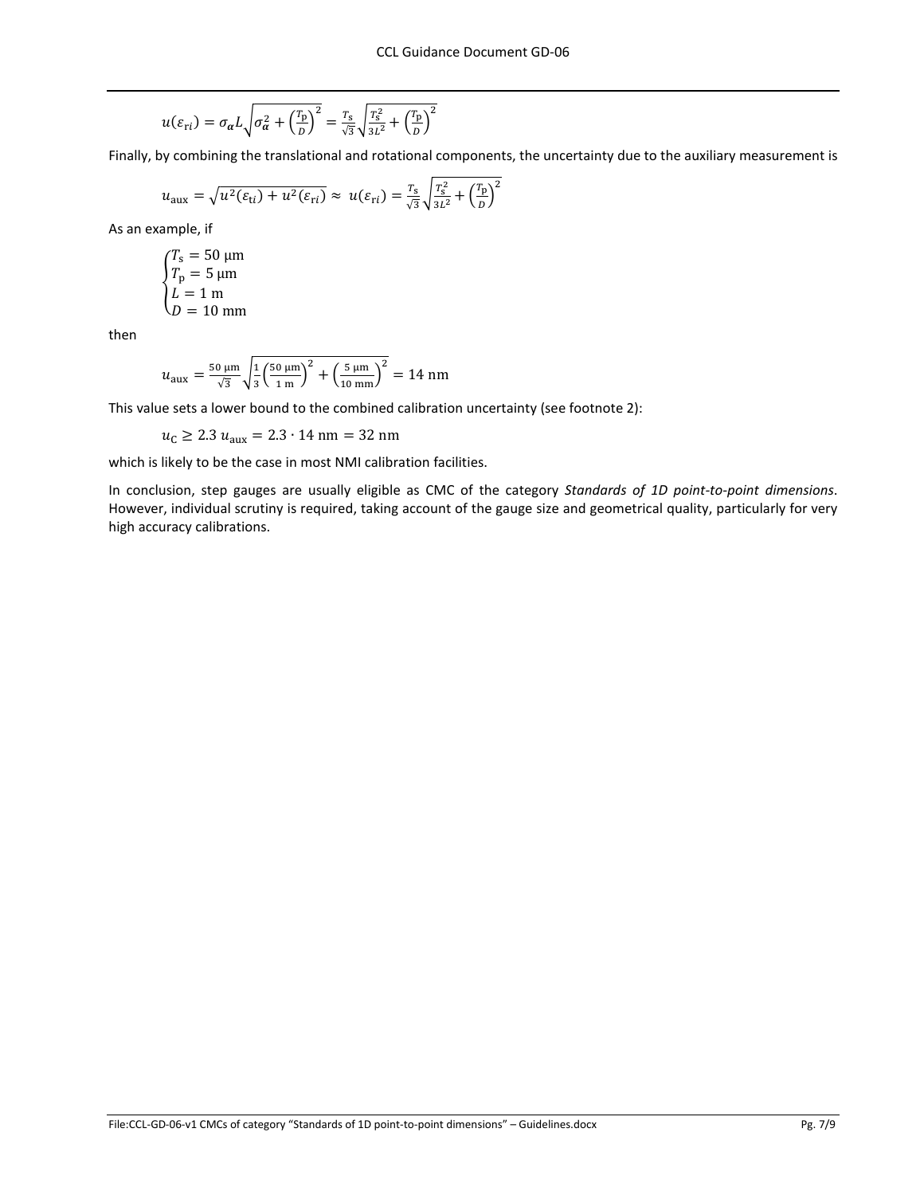$$u(\varepsilon_{\mathrm{r}i}) = \sigma_{\alpha} L \sqrt{\sigma_{\alpha}^2 + \left(\frac{T_{\mathrm{p}}}{D}\right)^2} = \frac{T_{\mathrm{s}}}{\sqrt{3}} \sqrt{\frac{T_{\mathrm{s}}^2}{3L^2} + \left(\frac{T_{\mathrm{p}}}{D}\right)^2}$$

Finally, by combining the translational and rotational components, the uncertainty due to the auxiliary measurement is

$$u_{\mathrm{aux}} = \sqrt{u^2(\varepsilon_{\mathrm{t}i}) + u^2(\varepsilon_{\mathrm{r}i})} \approx u(\varepsilon_{\mathrm{r}i}) = \frac{T_{\mathrm{s}}}{\sqrt{3}} \sqrt{\frac{T_{\mathrm{s}}^2}{3L^2} + \left(\frac{T_{\mathrm{p}}}{D}\right)^2}$$

As an example, if

$$\begin{cases} T_{\mathrm{s}} = 50\ \mu\mathrm{m} \\ T_{\mathrm{p}} = 5\ \mu\mathrm{m} \\ L = 1\ \mathrm{m} \\ D = 10\ \mathrm{mm} \end{cases}$$

then

$$u_{\mathrm{aux}} = \frac{50\ \mu\mathrm{m}}{\sqrt{3}} \sqrt{\frac{1}{3}\left(\frac{50\ \mu\mathrm{m}}{1\ \mathrm{m}}\right)^2 + \left(\frac{5\ \mu\mathrm{m}}{10\ \mathrm{mm}}\right)^2} = 14\ \mathrm{nm}$$

This value sets a lower bound to the combined calibration uncertainty (see footnote 2):

$$u_{\mathrm{C}} \geq 2.3\ u_{\mathrm{aux}} = 2.3 \cdot 14\ \mathrm{nm} = 32\ \mathrm{nm}$$

which is likely to be the case in most NMI calibration facilities.

In conclusion, step gauges are usually eligible as CMC of the category *Standards of 1D point-to-point dimensions*. However, individual scrutiny is required, taking account of the gauge size and geometrical quality, particularly for very high accuracy calibrations.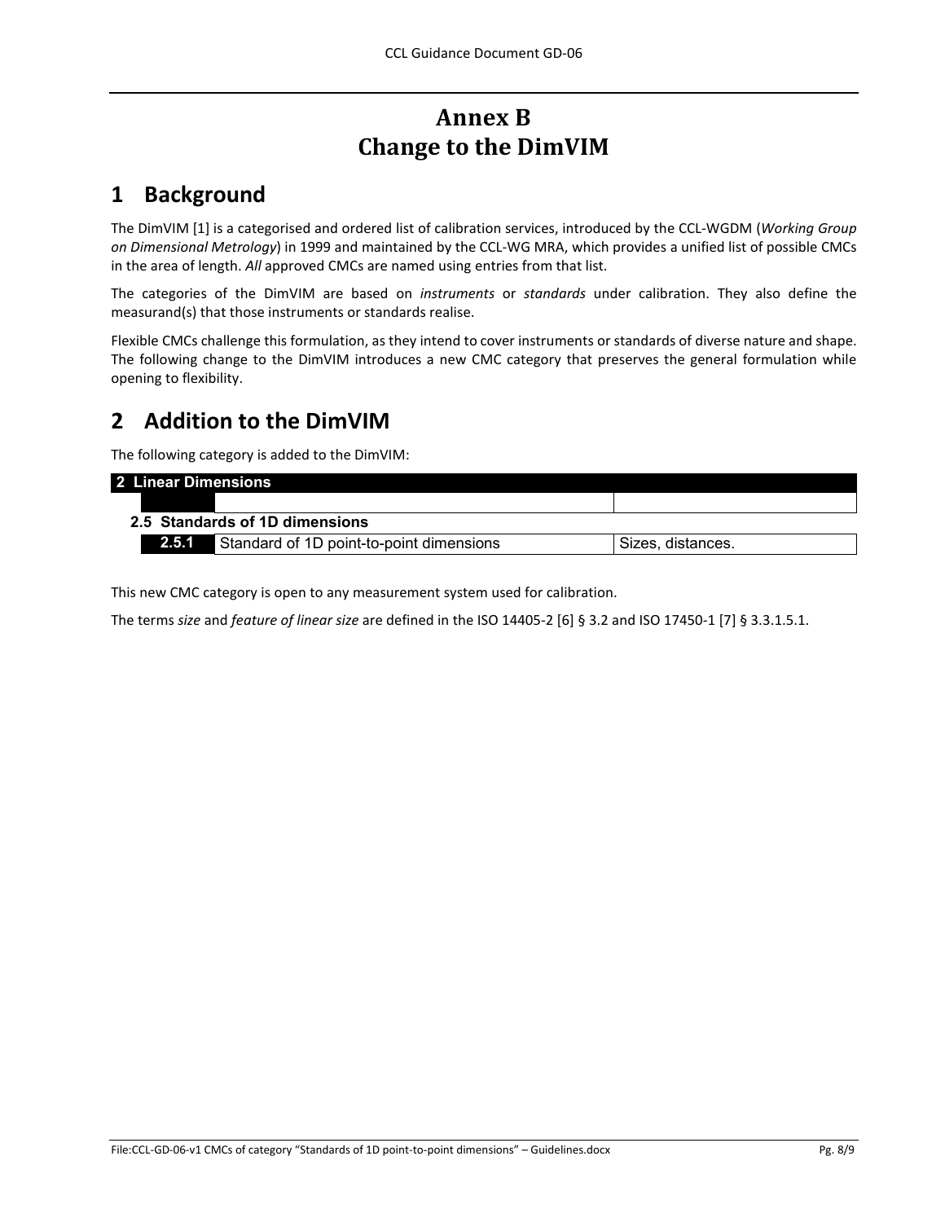# Annex B
# Change to the DimVIM

## 1 Background

The DimVIM [1] is a categorised and ordered list of calibration services, introduced by the CCL-WGDM (*Working Group on Dimensional Metrology*) in 1999 and maintained by the CCL-WG MRA, which provides a unified list of possible CMCs in the area of length. *All* approved CMCs are named using entries from that list.

The categories of the DimVIM are based on *instruments* or *standards* under calibration. They also define the measurand(s) that those instruments or standards realise.

Flexible CMCs challenge this formulation, as they intend to cover instruments or standards of diverse nature and shape. The following change to the DimVIM introduces a new CMC category that preserves the general formulation while opening to flexibility.

## 2 Addition to the DimVIM

The following category is added to the DimVIM:

| **2 Linear Dimensions** | | |
|---|---|---|
| | | |
| **2.5 Standards of 1D dimensions** | | |
| **2.5.1** | Standard of 1D point-to-point dimensions | Sizes, distances. |

This new CMC category is open to any measurement system used for calibration.

The terms *size* and *feature of linear size* are defined in the ISO 14405-2 [6] § 3.2 and ISO 17450-1 [7] § 3.3.1.5.1.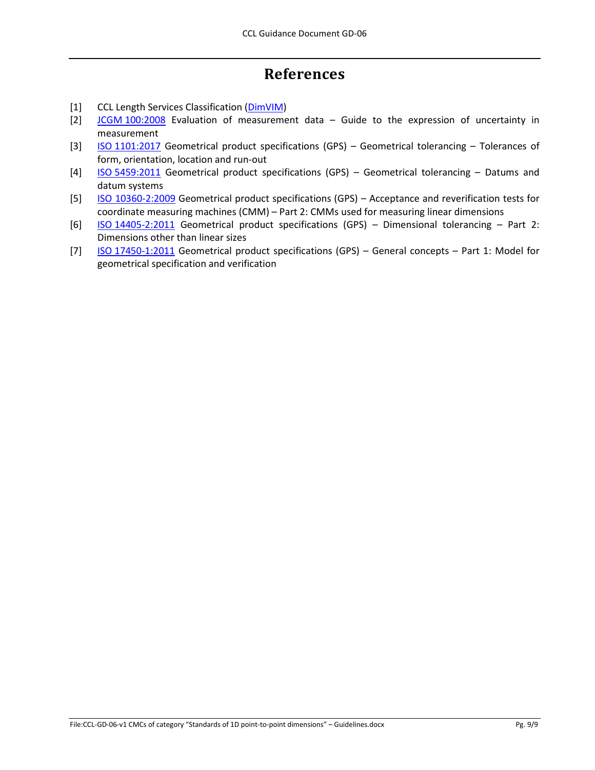# References

[1] CCL Length Services Classification (DimVIM)

[2] JCGM 100:2008 Evaluation of measurement data – Guide to the expression of uncertainty in measurement

[3] ISO 1101:2017 Geometrical product specifications (GPS) – Geometrical tolerancing – Tolerances of form, orientation, location and run-out

[4] ISO 5459:2011 Geometrical product specifications (GPS) – Geometrical tolerancing – Datums and datum systems

[5] ISO 10360-2:2009 Geometrical product specifications (GPS) – Acceptance and reverification tests for coordinate measuring machines (CMM) – Part 2: CMMs used for measuring linear dimensions

[6] ISO 14405-2:2011 Geometrical product specifications (GPS) – Dimensional tolerancing – Part 2: Dimensions other than linear sizes

[7] ISO 17450-1:2011 Geometrical product specifications (GPS) – General concepts – Part 1: Model for geometrical specification and verification